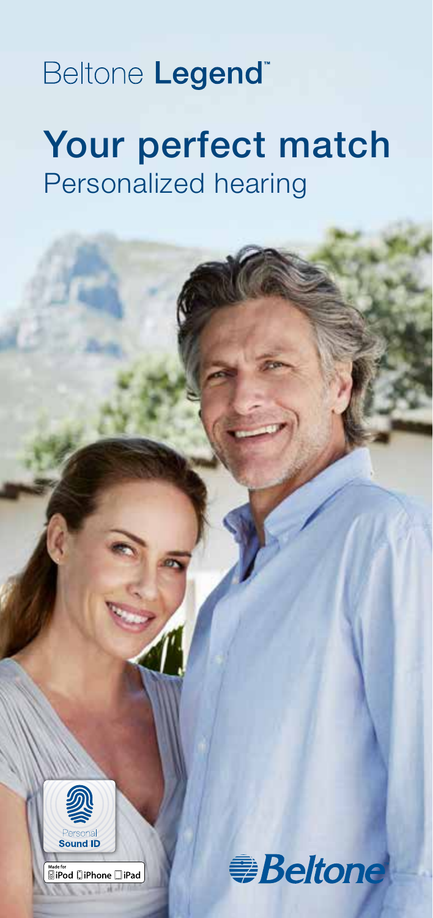Beltone **Legend**™

# Your perfect match

## Personalized hearing

Personal **Sound ID**

Made for iPod iPhone iPad

Beltone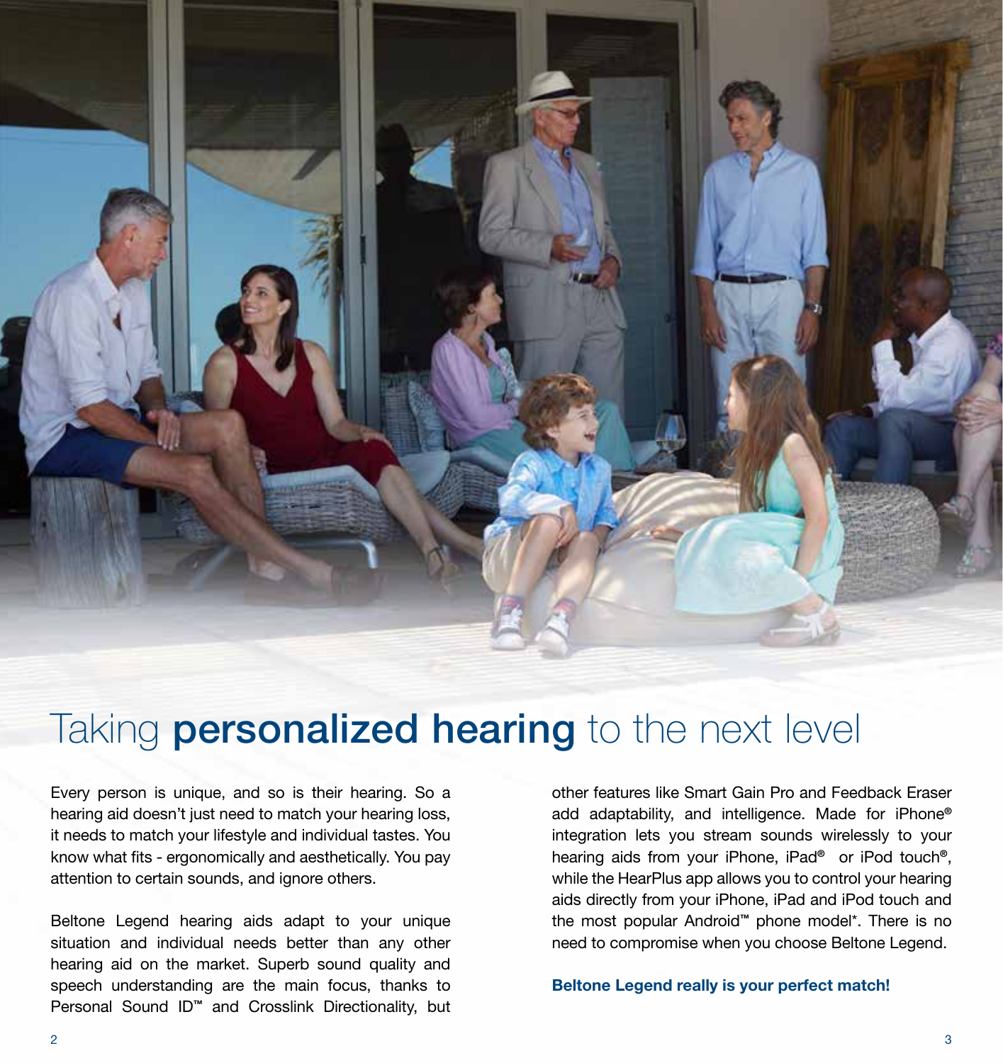# Taking **personalized hearing** to the next level

Every person is unique, and so is their hearing. So a hearing aid doesn't just need to match your hearing loss, it needs to match your lifestyle and individual tastes. You know what fits - ergonomically and aesthetically. You pay attention to certain sounds, and ignore others.

Beltone Legend hearing aids adapt to your unique situation and individual needs better than any other hearing aid on the market. Superb sound quality and speech understanding are the main focus, thanks to Personal Sound ID™ and Crosslink Directionality, but other features like Smart Gain Pro and Feedback Eraser add adaptability, and intelligence. Made for iPhone® integration lets you stream sounds wirelessly to your hearing aids from your iPhone, iPad® or iPod touch®, while the HearPlus app allows you to control your hearing aids directly from your iPhone, iPad and iPod touch and the most popular Android™ phone model*. There is no need to compromise when you choose Beltone Legend.

**Beltone Legend really is your perfect match!**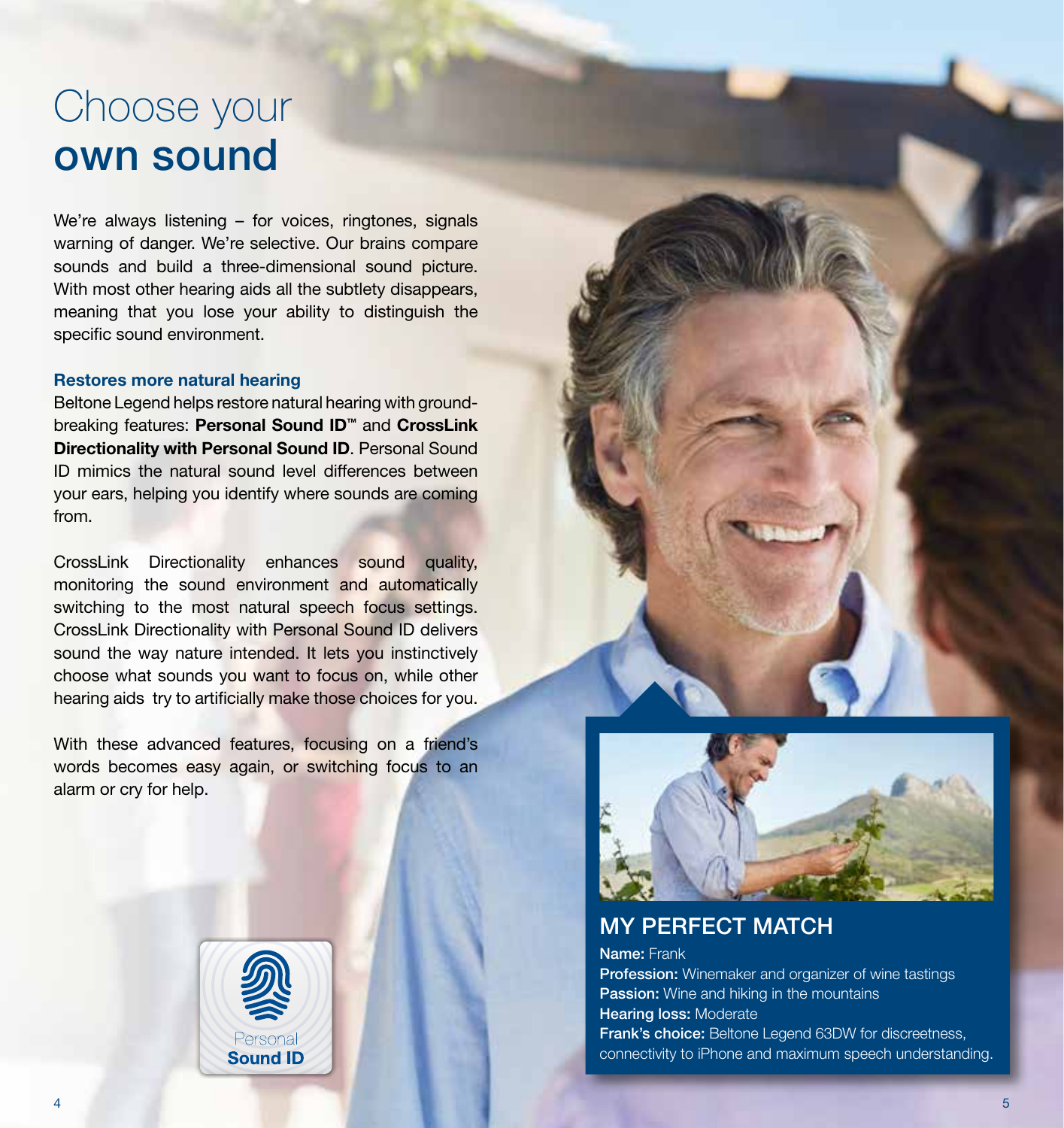# Choose your **own sound**

We're always listening – for voices, ringtones, signals warning of danger. We're selective. Our brains compare sounds and build a three-dimensional sound picture. With most other hearing aids all the subtlety disappears, meaning that you lose your ability to distinguish the specific sound environment.

### Restores more natural hearing

Beltone Legend helps restore natural hearing with ground-breaking features: **Personal Sound ID™** and **CrossLink Directionality with Personal Sound ID**. Personal Sound ID mimics the natural sound level differences between your ears, helping you identify where sounds are coming from.

CrossLink Directionality enhances sound quality, monitoring the sound environment and automatically switching to the most natural speech focus settings. CrossLink Directionality with Personal Sound ID delivers sound the way nature intended. It lets you instinctively choose what sounds you want to focus on, while other hearing aids try to artificially make those choices for you.

With these advanced features, focusing on a friend's words becomes easy again, or switching focus to an alarm or cry for help.

Personal **Sound ID**

## MY PERFECT MATCH

**Name:** Frank
**Profession:** Winemaker and organizer of wine tastings
**Passion:** Wine and hiking in the mountains
**Hearing loss:** Moderate
**Frank's choice:** Beltone Legend 63DW for discreetness, connectivity to iPhone and maximum speech understanding.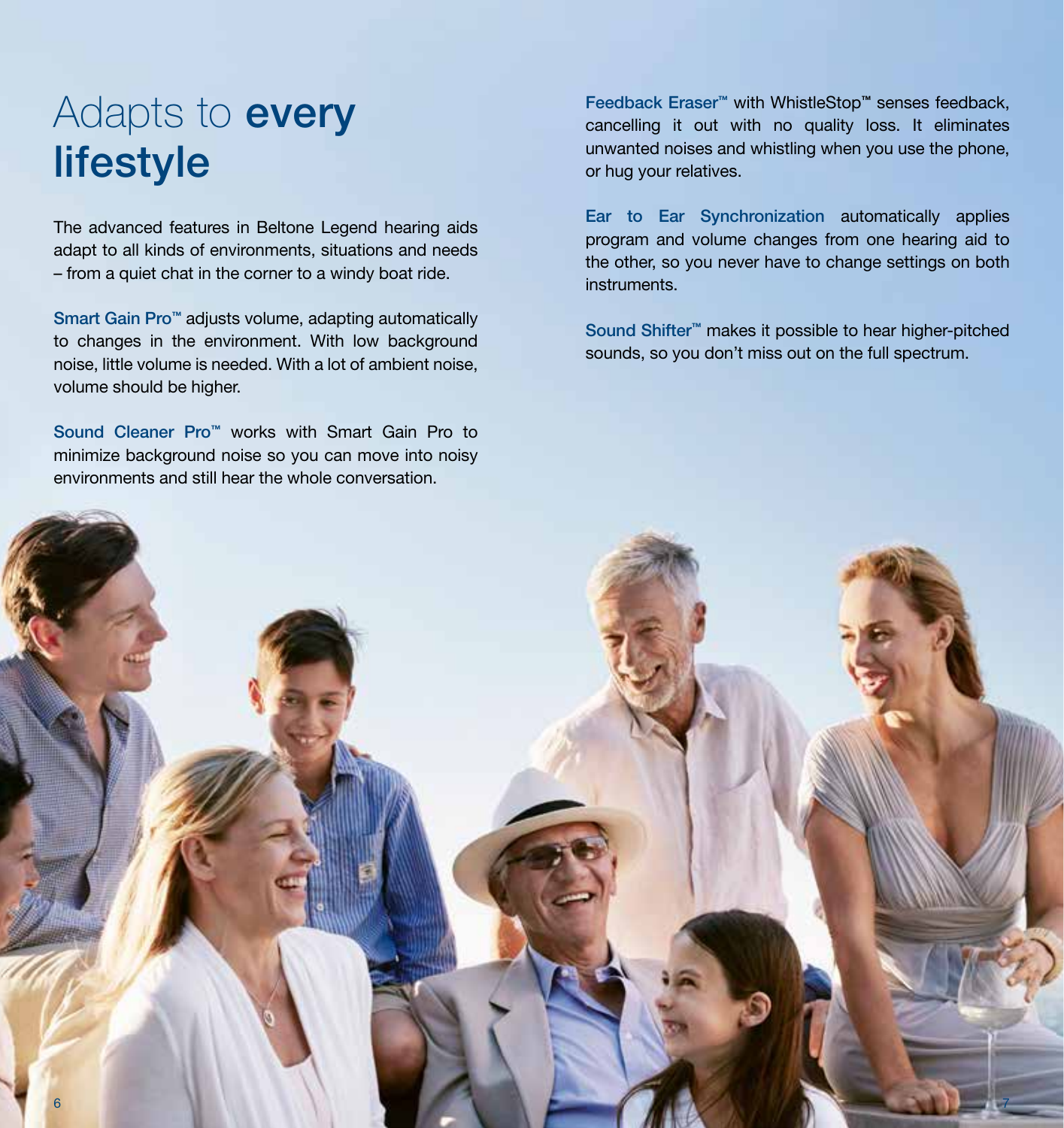# Adapts to **every lifestyle**

The advanced features in Beltone Legend hearing aids adapt to all kinds of environments, situations and needs – from a quiet chat in the corner to a windy boat ride.

**Smart Gain Pro™** adjusts volume, adapting automatically to changes in the environment. With low background noise, little volume is needed. With a lot of ambient noise, volume should be higher.

**Sound Cleaner Pro™** works with Smart Gain Pro to minimize background noise so you can move into noisy environments and still hear the whole conversation.

**Feedback Eraser™** with WhistleStop™ senses feedback, cancelling it out with no quality loss. It eliminates unwanted noises and whistling when you use the phone, or hug your relatives.

**Ear to Ear Synchronization** automatically applies program and volume changes from one hearing aid to the other, so you never have to change settings on both instruments.

**Sound Shifter™** makes it possible to hear higher-pitched sounds, so you don't miss out on the full spectrum.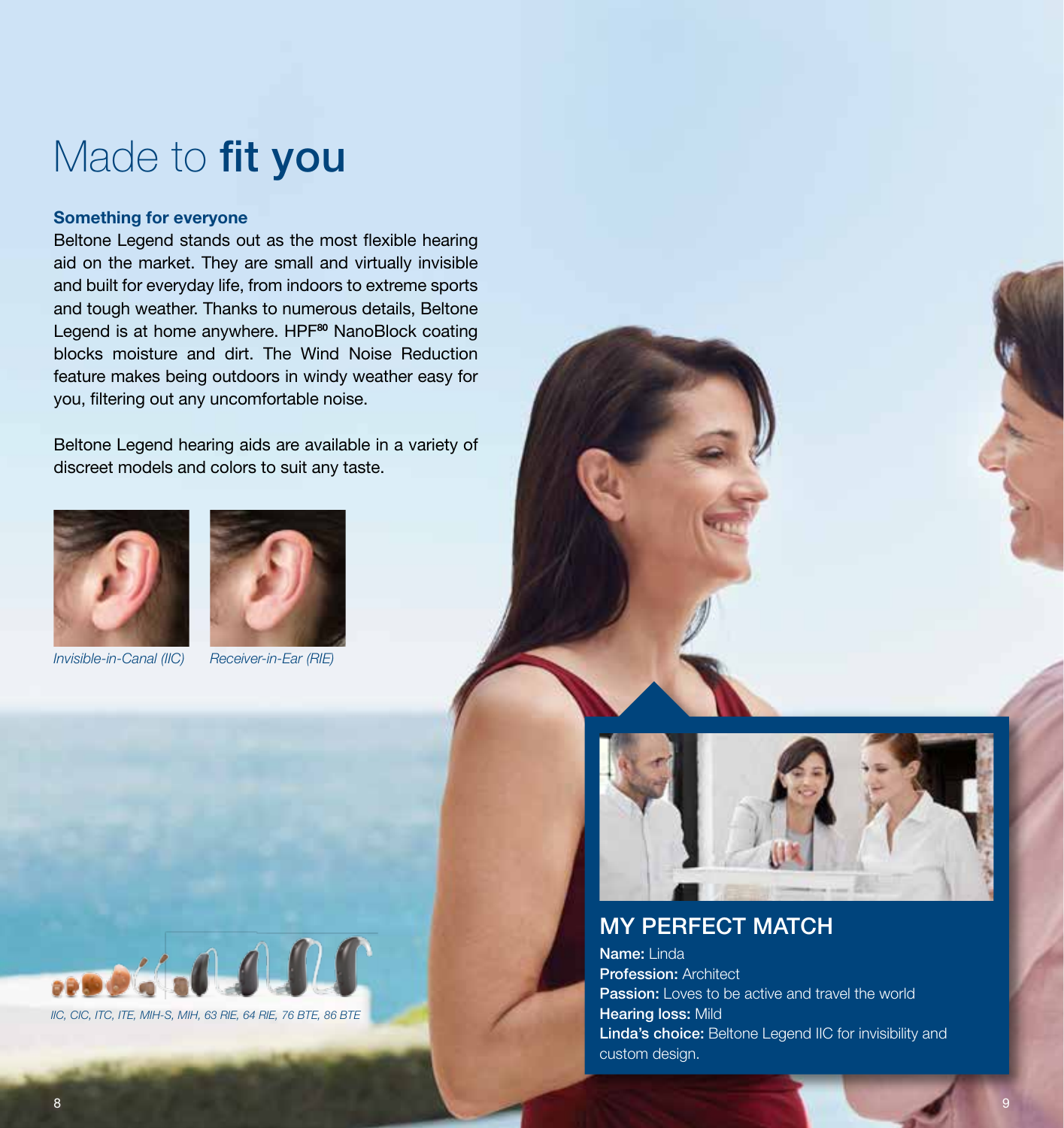# Made to **fit you**

### Something for everyone

Beltone Legend stands out as the most flexible hearing aid on the market. They are small and virtually invisible and built for everyday life, from indoors to extreme sports and tough weather. Thanks to numerous details, Beltone Legend is at home anywhere. HPF[80] NanoBlock coating blocks moisture and dirt. The Wind Noise Reduction feature makes being outdoors in windy weather easy for you, filtering out any uncomfortable noise.

Beltone Legend hearing aids are available in a variety of discreet models and colors to suit any taste.

*Invisible-in-Canal (IIC)*

*Receiver-in-Ear (RIE)*

*IIC, CIC, ITC, ITE, MIH-S, MIH, 63 RIE, 64 RIE, 76 BTE, 86 BTE*

## MY PERFECT MATCH

**Name:** Linda
**Profession:** Architect
**Passion:** Loves to be active and travel the world
**Hearing loss:** Mild
**Linda's choice:** Beltone Legend IIC for invisibility and custom design.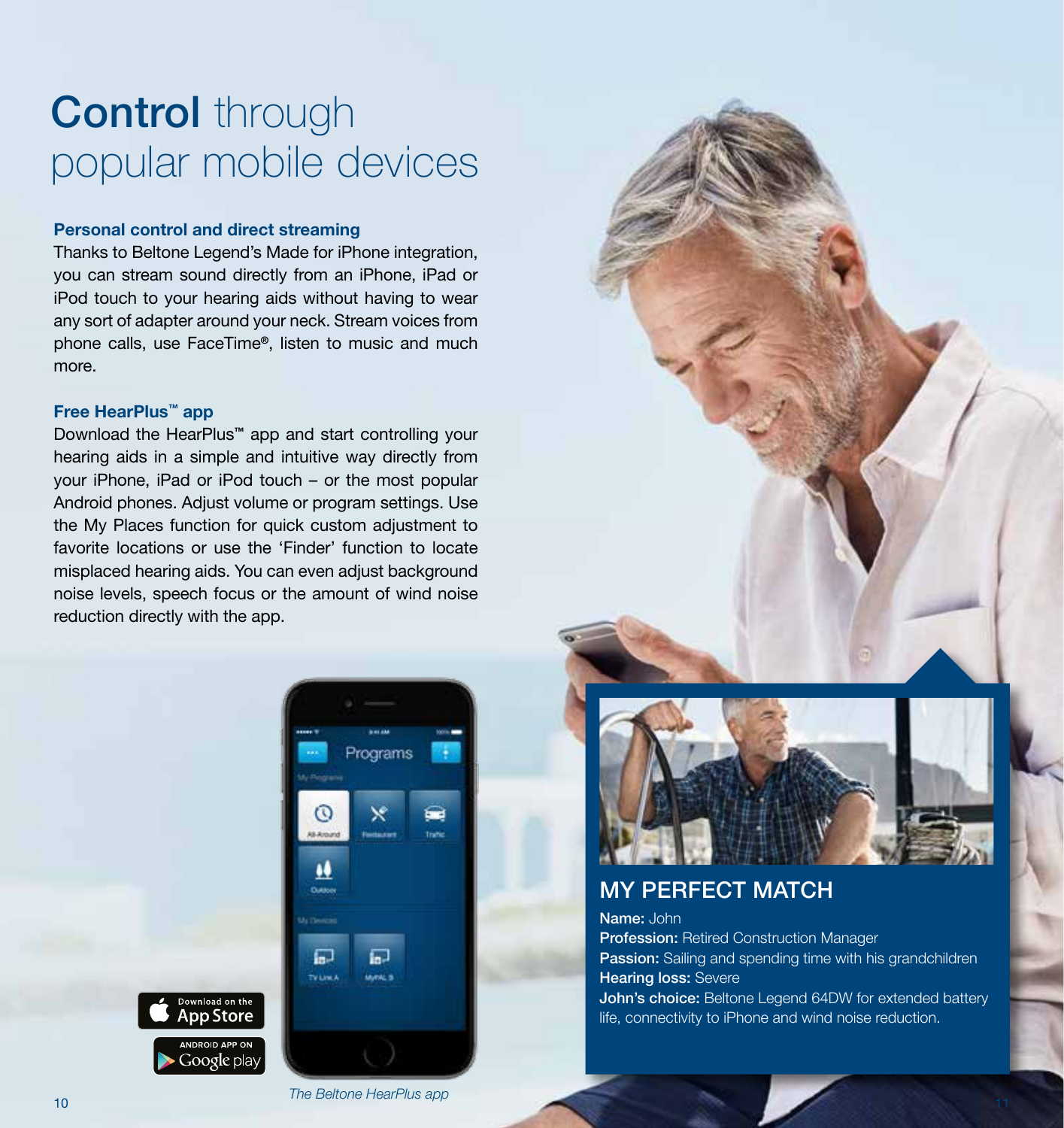# **Control** through popular mobile devices

### Personal control and direct streaming

Thanks to Beltone Legend's Made for iPhone integration, you can stream sound directly from an iPhone, iPad or iPod touch to your hearing aids without having to wear any sort of adapter around your neck. Stream voices from phone calls, use FaceTime®, listen to music and much more.

### Free HearPlus™ app

Download the HearPlus™ app and start controlling your hearing aids in a simple and intuitive way directly from your iPhone, iPad or iPod touch – or the most popular Android phones. Adjust volume or program settings. Use the My Places function for quick custom adjustment to favorite locations or use the 'Finder' function to locate misplaced hearing aids. You can even adjust background noise levels, speech focus or the amount of wind noise reduction directly with the app.

Download on the App Store

ANDROID APP ON Google play

*The Beltone HearPlus app*

## MY PERFECT MATCH

**Name:** John
**Profession:** Retired Construction Manager
**Passion:** Sailing and spending time with his grandchildren
**Hearing loss:** Severe
**John's choice:** Beltone Legend 64DW for extended battery life, connectivity to iPhone and wind noise reduction.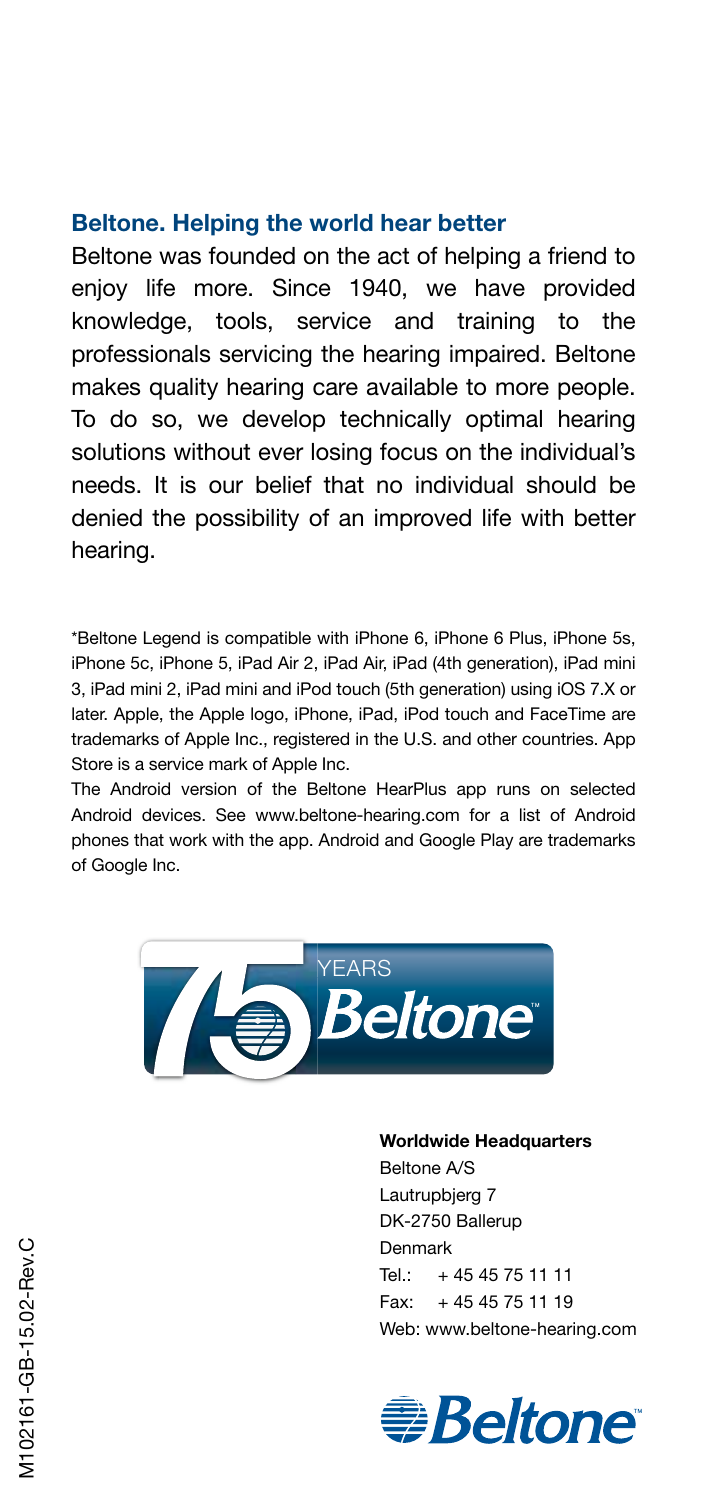## Beltone. Helping the world hear better

Beltone was founded on the act of helping a friend to enjoy life more. Since 1940, we have provided knowledge, tools, service and training to the professionals servicing the hearing impaired. Beltone makes quality hearing care available to more people. To do so, we develop technically optimal hearing solutions without ever losing focus on the individual's needs. It is our belief that no individual should be denied the possibility of an improved life with better hearing.

*Beltone Legend is compatible with iPhone 6, iPhone 6 Plus, iPhone 5s, iPhone 5c, iPhone 5, iPad Air 2, iPad Air, iPad (4th generation), iPad mini 3, iPad mini 2, iPad mini and iPod touch (5th generation) using iOS 7.X or later. Apple, the Apple logo, iPhone, iPad, iPod touch and FaceTime are trademarks of Apple Inc., registered in the U.S. and other countries. App Store is a service mark of Apple Inc.

The Android version of the Beltone HearPlus app runs on selected Android devices. See www.beltone-hearing.com for a list of Android phones that work with the app. Android and Google Play are trademarks of Google Inc.

75 YEARS Beltone™

**Worldwide Headquarters**
Beltone A/S
Lautrupbjerg 7
DK-2750 Ballerup
Denmark
Tel.: + 45 45 75 11 11
Fax: + 45 45 75 11 19
Web: www.beltone-hearing.com

Beltone™

M102161-GB-15.02-Rev.C